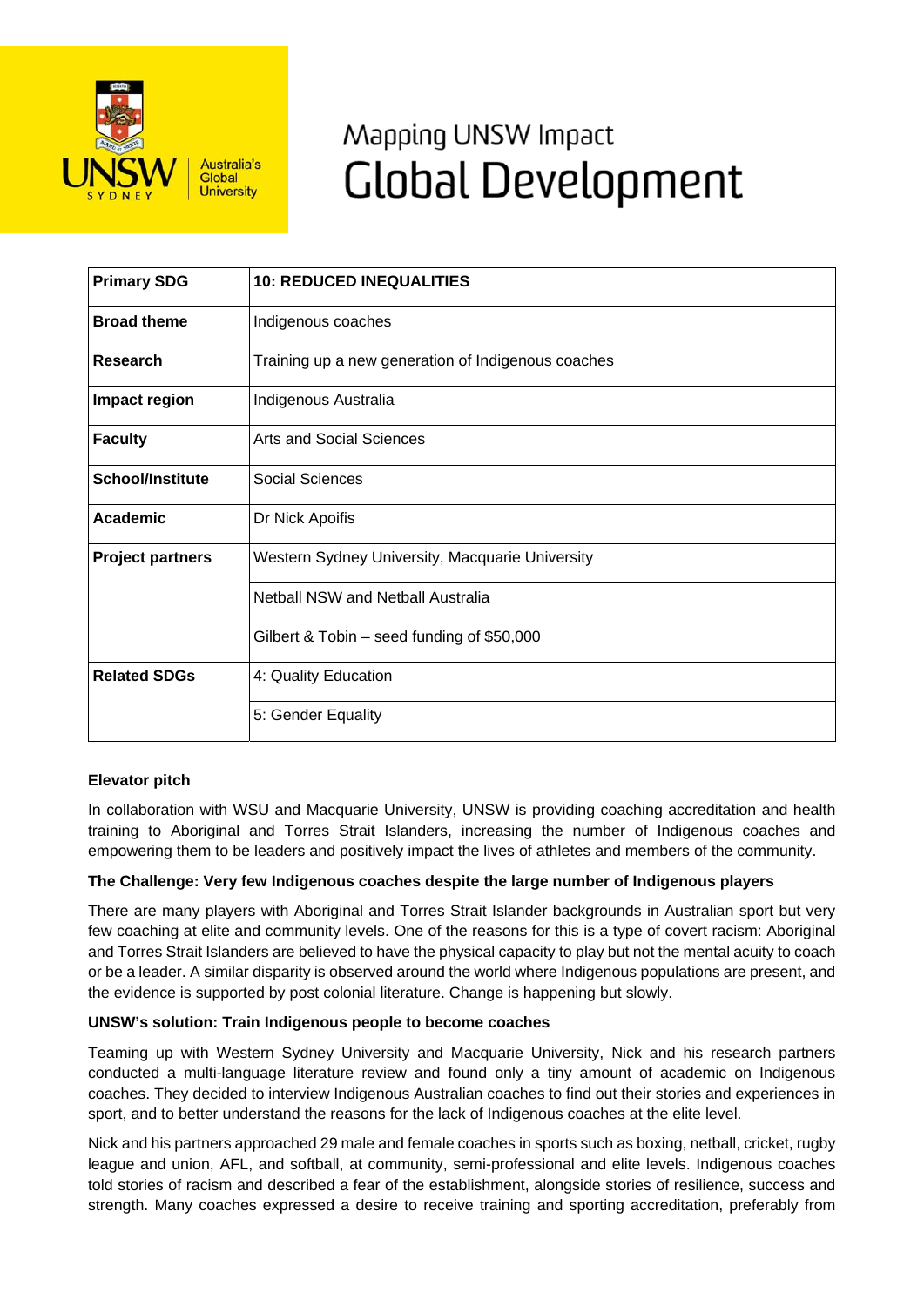# Mapping UNSW Impact
# Global Development

| Primary SDG | 10: REDUCED INEQUALITIES |
|---|---|
| Broad theme | Indigenous coaches |
| Research | Training up a new generation of Indigenous coaches |
| Impact region | Indigenous Australia |
| Faculty | Arts and Social Sciences |
| School/Institute | Social Sciences |
| Academic | Dr Nick Apoifis |
| Project partners | Western Sydney University, Macquarie University |
| | Netball NSW and Netball Australia |
| | Gilbert & Tobin – seed funding of $50,000 |
| Related SDGs | 4: Quality Education |
| | 5: Gender Equality |

**Elevator pitch**

In collaboration with WSU and Macquarie University, UNSW is providing coaching accreditation and health training to Aboriginal and Torres Strait Islanders, increasing the number of Indigenous coaches and empowering them to be leaders and positively impact the lives of athletes and members of the community.

**The Challenge: Very few Indigenous coaches despite the large number of Indigenous players**

There are many players with Aboriginal and Torres Strait Islander backgrounds in Australian sport but very few coaching at elite and community levels. One of the reasons for this is a type of covert racism: Aboriginal and Torres Strait Islanders are believed to have the physical capacity to play but not the mental acuity to coach or be a leader. A similar disparity is observed around the world where Indigenous populations are present, and the evidence is supported by post colonial literature. Change is happening but slowly.

**UNSW's solution: Train Indigenous people to become coaches**

Teaming up with Western Sydney University and Macquarie University, Nick and his research partners conducted a multi-language literature review and found only a tiny amount of academic on Indigenous coaches. They decided to interview Indigenous Australian coaches to find out their stories and experiences in sport, and to better understand the reasons for the lack of Indigenous coaches at the elite level.

Nick and his partners approached 29 male and female coaches in sports such as boxing, netball, cricket, rugby league and union, AFL, and softball, at community, semi-professional and elite levels. Indigenous coaches told stories of racism and described a fear of the establishment, alongside stories of resilience, success and strength. Many coaches expressed a desire to receive training and sporting accreditation, preferably from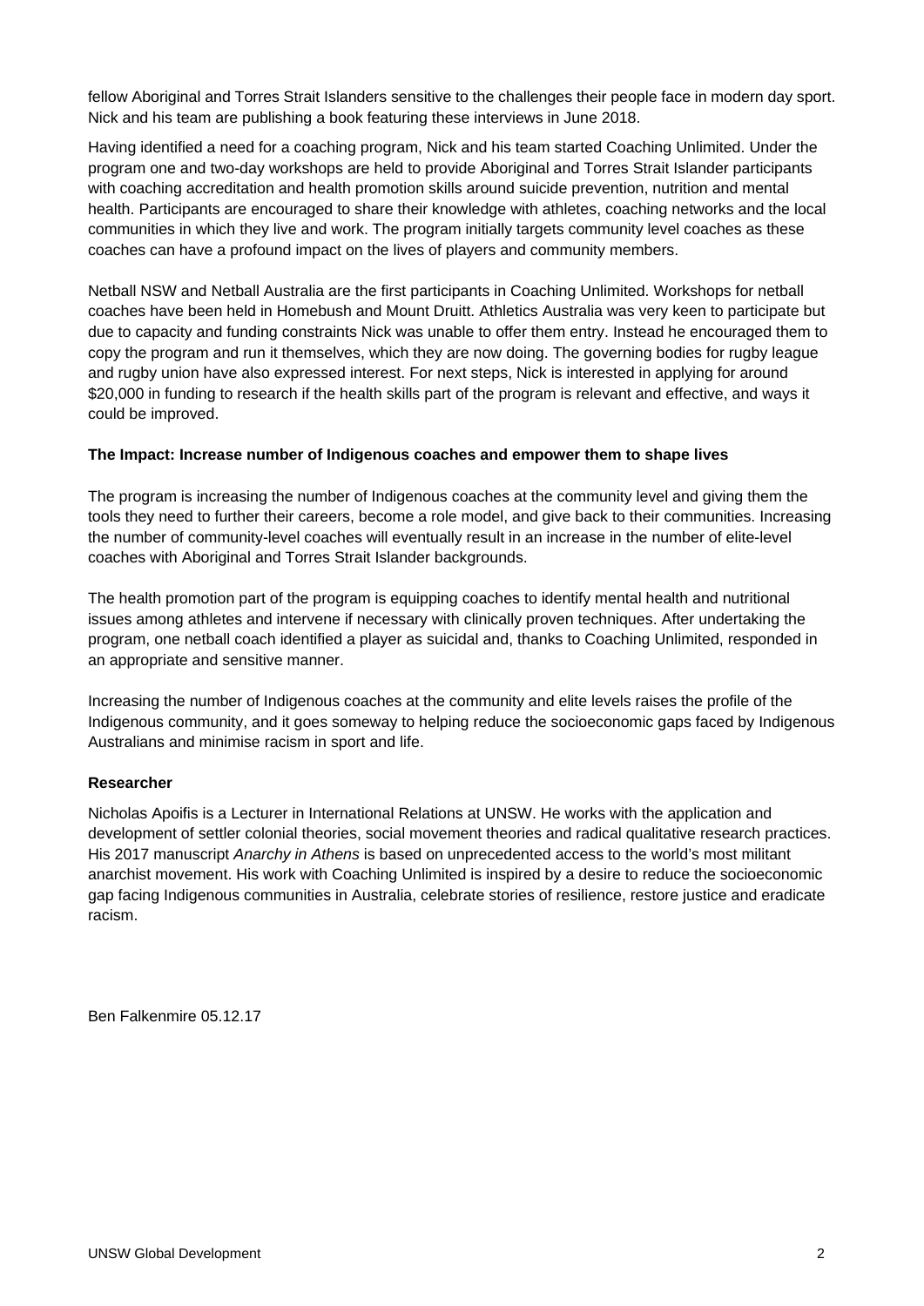fellow Aboriginal and Torres Strait Islanders sensitive to the challenges their people face in modern day sport. Nick and his team are publishing a book featuring these interviews in June 2018.

Having identified a need for a coaching program, Nick and his team started Coaching Unlimited. Under the program one and two-day workshops are held to provide Aboriginal and Torres Strait Islander participants with coaching accreditation and health promotion skills around suicide prevention, nutrition and mental health. Participants are encouraged to share their knowledge with athletes, coaching networks and the local communities in which they live and work. The program initially targets community level coaches as these coaches can have a profound impact on the lives of players and community members.

Netball NSW and Netball Australia are the first participants in Coaching Unlimited. Workshops for netball coaches have been held in Homebush and Mount Druitt. Athletics Australia was very keen to participate but due to capacity and funding constraints Nick was unable to offer them entry. Instead he encouraged them to copy the program and run it themselves, which they are now doing. The governing bodies for rugby league and rugby union have also expressed interest. For next steps, Nick is interested in applying for around $20,000 in funding to research if the health skills part of the program is relevant and effective, and ways it could be improved.

**The Impact: Increase number of Indigenous coaches and empower them to shape lives**

The program is increasing the number of Indigenous coaches at the community level and giving them the tools they need to further their careers, become a role model, and give back to their communities. Increasing the number of community-level coaches will eventually result in an increase in the number of elite-level coaches with Aboriginal and Torres Strait Islander backgrounds.

The health promotion part of the program is equipping coaches to identify mental health and nutritional issues among athletes and intervene if necessary with clinically proven techniques. After undertaking the program, one netball coach identified a player as suicidal and, thanks to Coaching Unlimited, responded in an appropriate and sensitive manner.

Increasing the number of Indigenous coaches at the community and elite levels raises the profile of the Indigenous community, and it goes someway to helping reduce the socioeconomic gaps faced by Indigenous Australians and minimise racism in sport and life.

**Researcher**

Nicholas Apoifis is a Lecturer in International Relations at UNSW. He works with the application and development of settler colonial theories, social movement theories and radical qualitative research practices. His 2017 manuscript *Anarchy in Athens* is based on unprecedented access to the world's most militant anarchist movement. His work with Coaching Unlimited is inspired by a desire to reduce the socioeconomic gap facing Indigenous communities in Australia, celebrate stories of resilience, restore justice and eradicate racism.

Ben Falkenmire 05.12.17